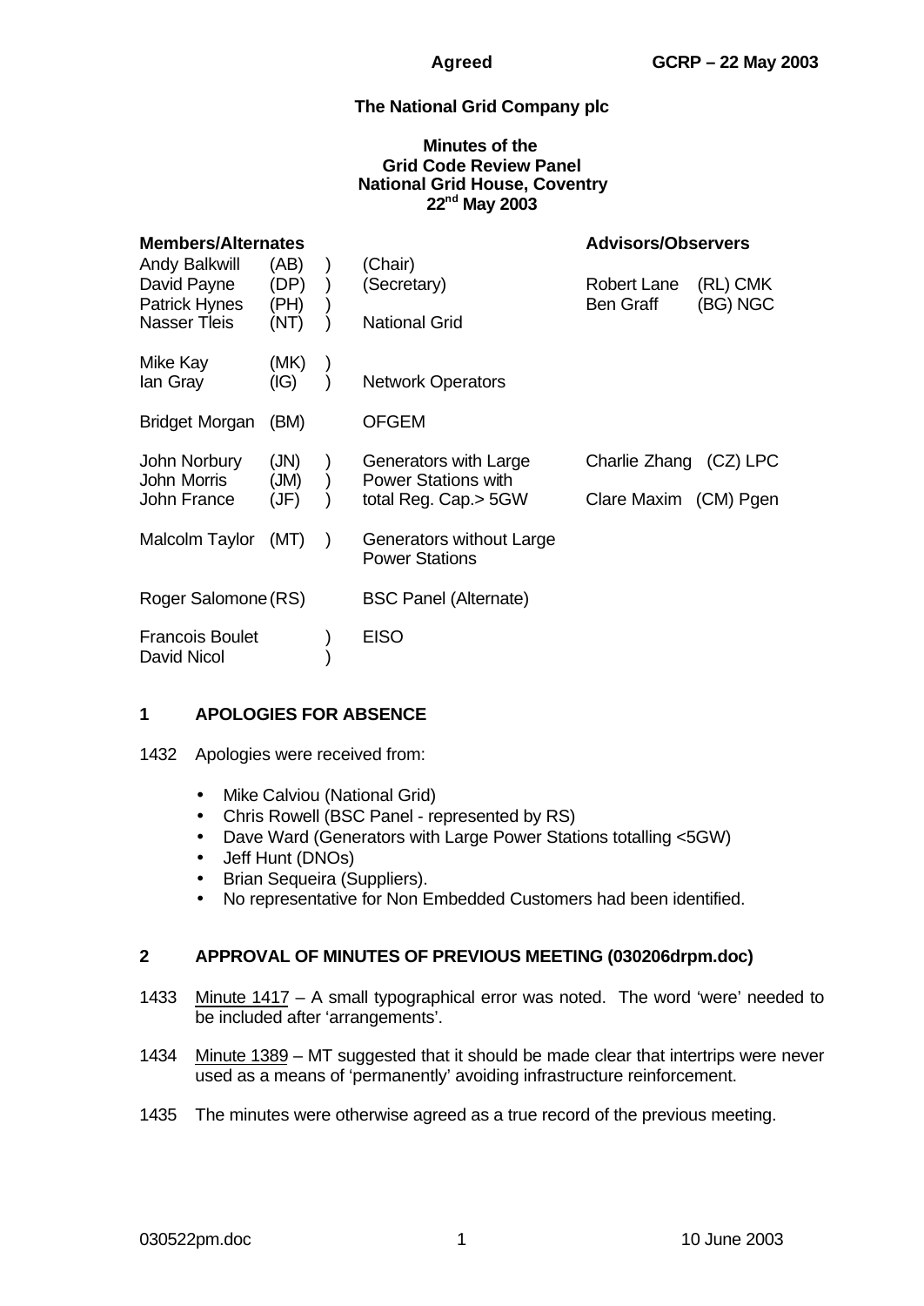**Agreed** **GCRP – 22 May 2003**

**The National Grid Company plc**

**Minutes of the**
**Grid Code Review Panel**
**National Grid House, Coventry**
**22nd May 2003**

| Members/Alternates | | | | Advisors/Observers | |
|---|---|---|---|---|---|
| Andy Balkwill | (AB) | ) | (Chair) | | |
| David Payne | (DP) | ) | (Secretary) | Robert Lane | (RL) CMK |
| Patrick Hynes | (PH) | ) | | Ben Graff | (BG) NGC |
| Nasser Tleis | (NT) | ) | National Grid | | |
| Mike Kay | (MK) | ) | | | |
| Ian Gray | (IG) | ) | Network Operators | | |
| Bridget Morgan | (BM) | | OFGEM | | |
| John Norbury | (JN) | ) | Generators with Large | Charlie Zhang | (CZ) LPC |
| John Morris | (JM) | ) | Power Stations with | | |
| John France | (JF) | ) | total Reg. Cap.> 5GW | Clare Maxim | (CM) Pgen |
| Malcolm Taylor | (MT) | ) | Generators without Large Power Stations | | |
| Roger Salomone | (RS) | | BSC Panel (Alternate) | | |
| Francois Boulet | | ) | EISO | | |
| David Nicol | | ) | | | |

## 1 APOLOGIES FOR ABSENCE

1432 Apologies were received from:

- Mike Calviou (National Grid)
- Chris Rowell (BSC Panel - represented by RS)
- Dave Ward (Generators with Large Power Stations totalling <5GW)
- Jeff Hunt (DNOs)
- Brian Sequeira (Suppliers).
- No representative for Non Embedded Customers had been identified.

## 2 APPROVAL OF MINUTES OF PREVIOUS MEETING (030206drpm.doc)

1433 Minute 1417 – A small typographical error was noted. The word 'were' needed to be included after 'arrangements'.

1434 Minute 1389 – MT suggested that it should be made clear that intertrips were never used as a means of 'permanently' avoiding infrastructure reinforcement.

1435 The minutes were otherwise agreed as a true record of the previous meeting.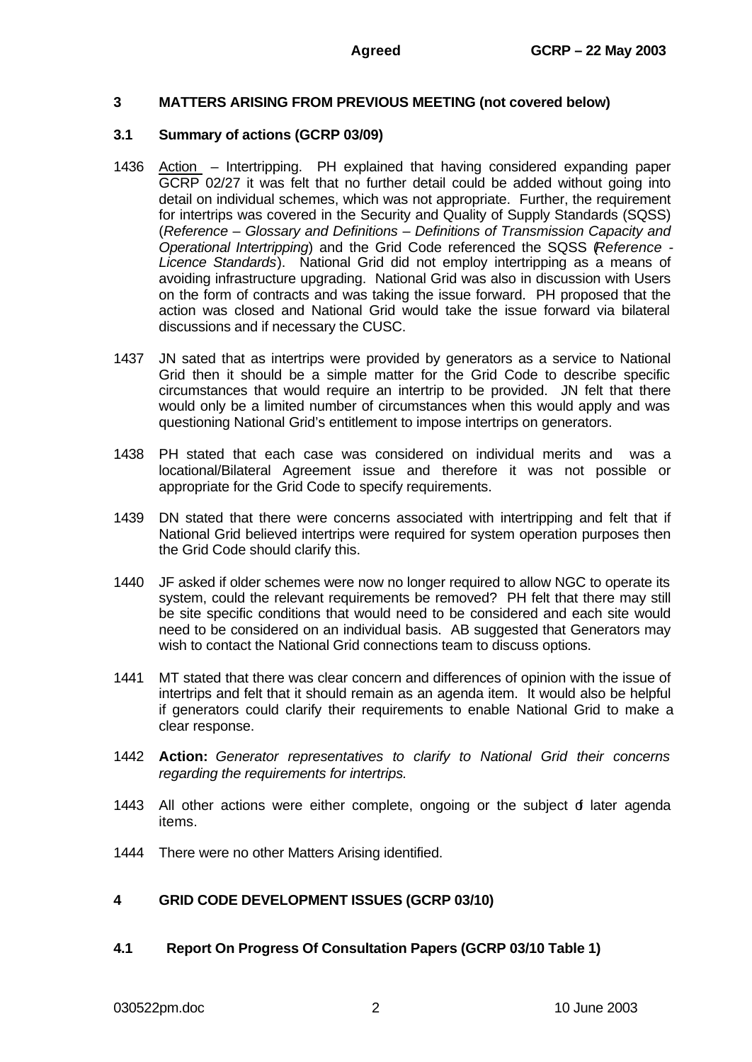## 3 MATTERS ARISING FROM PREVIOUS MEETING (not covered below)

### 3.1 Summary of actions (GCRP 03/09)

1436 Action – Intertripping. PH explained that having considered expanding paper GCRP 02/27 it was felt that no further detail could be added without going into detail on individual schemes, which was not appropriate. Further, the requirement for intertrips was covered in the Security and Quality of Supply Standards (SQSS) (*Reference – Glossary and Definitions – Definitions of Transmission Capacity and Operational Intertripping*) and the Grid Code referenced the SQSS (*Reference - Licence Standards*). National Grid did not employ intertripping as a means of avoiding infrastructure upgrading. National Grid was also in discussion with Users on the form of contracts and was taking the issue forward. PH proposed that the action was closed and National Grid would take the issue forward via bilateral discussions and if necessary the CUSC.

1437 JN sated that as intertrips were provided by generators as a service to National Grid then it should be a simple matter for the Grid Code to describe specific circumstances that would require an intertrip to be provided. JN felt that there would only be a limited number of circumstances when this would apply and was questioning National Grid's entitlement to impose intertrips on generators.

1438 PH stated that each case was considered on individual merits and was a locational/Bilateral Agreement issue and therefore it was not possible or appropriate for the Grid Code to specify requirements.

1439 DN stated that there were concerns associated with intertripping and felt that if National Grid believed intertrips were required for system operation purposes then the Grid Code should clarify this.

1440 JF asked if older schemes were now no longer required to allow NGC to operate its system, could the relevant requirements be removed? PH felt that there may still be site specific conditions that would need to be considered and each site would need to be considered on an individual basis. AB suggested that Generators may wish to contact the National Grid connections team to discuss options.

1441 MT stated that there was clear concern and differences of opinion with the issue of intertrips and felt that it should remain as an agenda item. It would also be helpful if generators could clarify their requirements to enable National Grid to make a clear response.

1442 **Action:** *Generator representatives to clarify to National Grid their concerns regarding the requirements for intertrips.*

1443 All other actions were either complete, ongoing or the subject of later agenda items.

1444 There were no other Matters Arising identified.

## 4 GRID CODE DEVELOPMENT ISSUES (GCRP 03/10)

### 4.1 Report On Progress Of Consultation Papers (GCRP 03/10 Table 1)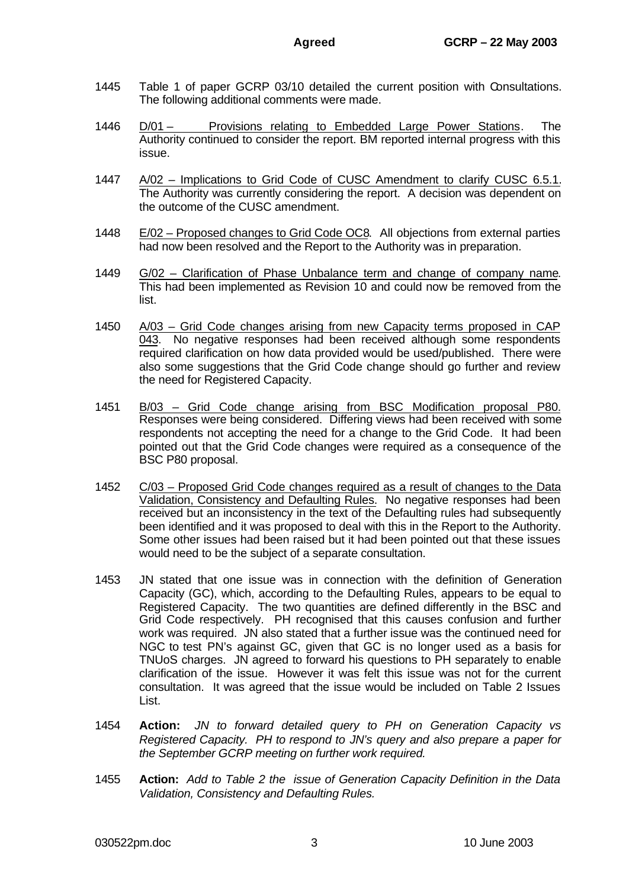1445 Table 1 of paper GCRP 03/10 detailed the current position with Consultations. The following additional comments were made.

1446 D/01 – Provisions relating to Embedded Large Power Stations. The Authority continued to consider the report. BM reported internal progress with this issue.

1447 A/02 – Implications to Grid Code of CUSC Amendment to clarify CUSC 6.5.1. The Authority was currently considering the report. A decision was dependent on the outcome of the CUSC amendment.

1448 E/02 – Proposed changes to Grid Code OC8. All objections from external parties had now been resolved and the Report to the Authority was in preparation.

1449 G/02 – Clarification of Phase Unbalance term and change of company name. This had been implemented as Revision 10 and could now be removed from the list.

1450 A/03 – Grid Code changes arising from new Capacity terms proposed in CAP 043. No negative responses had been received although some respondents required clarification on how data provided would be used/published. There were also some suggestions that the Grid Code change should go further and review the need for Registered Capacity.

1451 B/03 – Grid Code change arising from BSC Modification proposal P80. Responses were being considered. Differing views had been received with some respondents not accepting the need for a change to the Grid Code. It had been pointed out that the Grid Code changes were required as a consequence of the BSC P80 proposal.

1452 C/03 – Proposed Grid Code changes required as a result of changes to the Data Validation, Consistency and Defaulting Rules. No negative responses had been received but an inconsistency in the text of the Defaulting rules had subsequently been identified and it was proposed to deal with this in the Report to the Authority. Some other issues had been raised but it had been pointed out that these issues would need to be the subject of a separate consultation.

1453 JN stated that one issue was in connection with the definition of Generation Capacity (GC), which, according to the Defaulting Rules, appears to be equal to Registered Capacity. The two quantities are defined differently in the BSC and Grid Code respectively. PH recognised that this causes confusion and further work was required. JN also stated that a further issue was the continued need for NGC to test PN's against GC, given that GC is no longer used as a basis for TNUoS charges. JN agreed to forward his questions to PH separately to enable clarification of the issue. However it was felt this issue was not for the current consultation. It was agreed that the issue would be included on Table 2 Issues List.

1454 **Action:** *JN to forward detailed query to PH on Generation Capacity vs Registered Capacity. PH to respond to JN's query and also prepare a paper for the September GCRP meeting on further work required.*

1455 **Action:** *Add to Table 2 the issue of Generation Capacity Definition in the Data Validation, Consistency and Defaulting Rules.*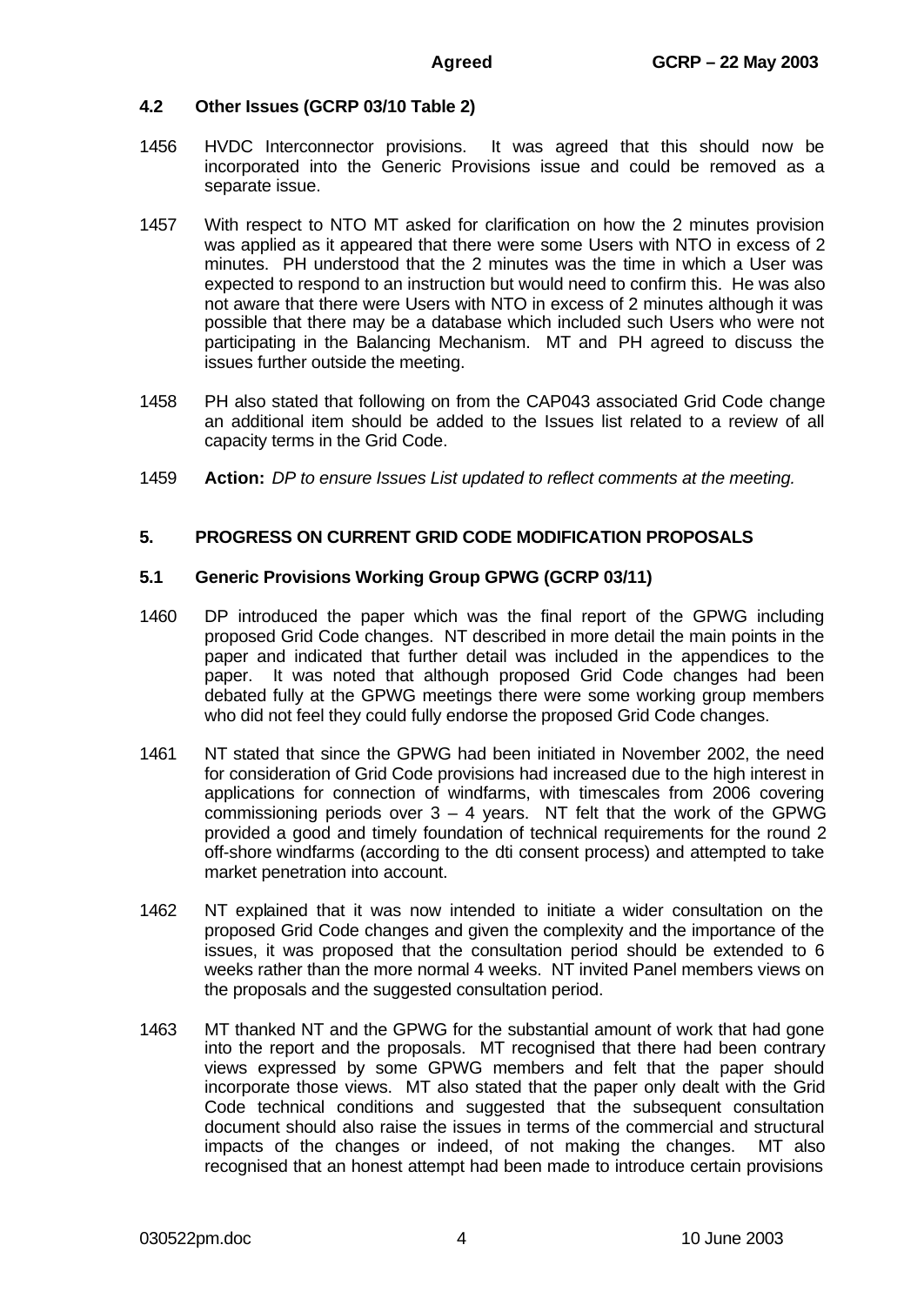### 4.2 Other Issues (GCRP 03/10 Table 2)

1456 HVDC Interconnector provisions. It was agreed that this should now be incorporated into the Generic Provisions issue and could be removed as a separate issue.

1457 With respect to NTO MT asked for clarification on how the 2 minutes provision was applied as it appeared that there were some Users with NTO in excess of 2 minutes. PH understood that the 2 minutes was the time in which a User was expected to respond to an instruction but would need to confirm this. He was also not aware that there were Users with NTO in excess of 2 minutes although it was possible that there may be a database which included such Users who were not participating in the Balancing Mechanism. MT and PH agreed to discuss the issues further outside the meeting.

1458 PH also stated that following on from the CAP043 associated Grid Code change an additional item should be added to the Issues list related to a review of all capacity terms in the Grid Code.

1459 **Action:** *DP to ensure Issues List updated to reflect comments at the meeting.*

## 5. PROGRESS ON CURRENT GRID CODE MODIFICATION PROPOSALS

### 5.1 Generic Provisions Working Group GPWG (GCRP 03/11)

1460 DP introduced the paper which was the final report of the GPWG including proposed Grid Code changes. NT described in more detail the main points in the paper and indicated that further detail was included in the appendices to the paper. It was noted that although proposed Grid Code changes had been debated fully at the GPWG meetings there were some working group members who did not feel they could fully endorse the proposed Grid Code changes.

1461 NT stated that since the GPWG had been initiated in November 2002, the need for consideration of Grid Code provisions had increased due to the high interest in applications for connection of windfarms, with timescales from 2006 covering commissioning periods over 3 – 4 years. NT felt that the work of the GPWG provided a good and timely foundation of technical requirements for the round 2 off-shore windfarms (according to the dti consent process) and attempted to take market penetration into account.

1462 NT explained that it was now intended to initiate a wider consultation on the proposed Grid Code changes and given the complexity and the importance of the issues, it was proposed that the consultation period should be extended to 6 weeks rather than the more normal 4 weeks. NT invited Panel members views on the proposals and the suggested consultation period.

1463 MT thanked NT and the GPWG for the substantial amount of work that had gone into the report and the proposals. MT recognised that there had been contrary views expressed by some GPWG members and felt that the paper should incorporate those views. MT also stated that the paper only dealt with the Grid Code technical conditions and suggested that the subsequent consultation document should also raise the issues in terms of the commercial and structural impacts of the changes or indeed, of not making the changes. MT also recognised that an honest attempt had been made to introduce certain provisions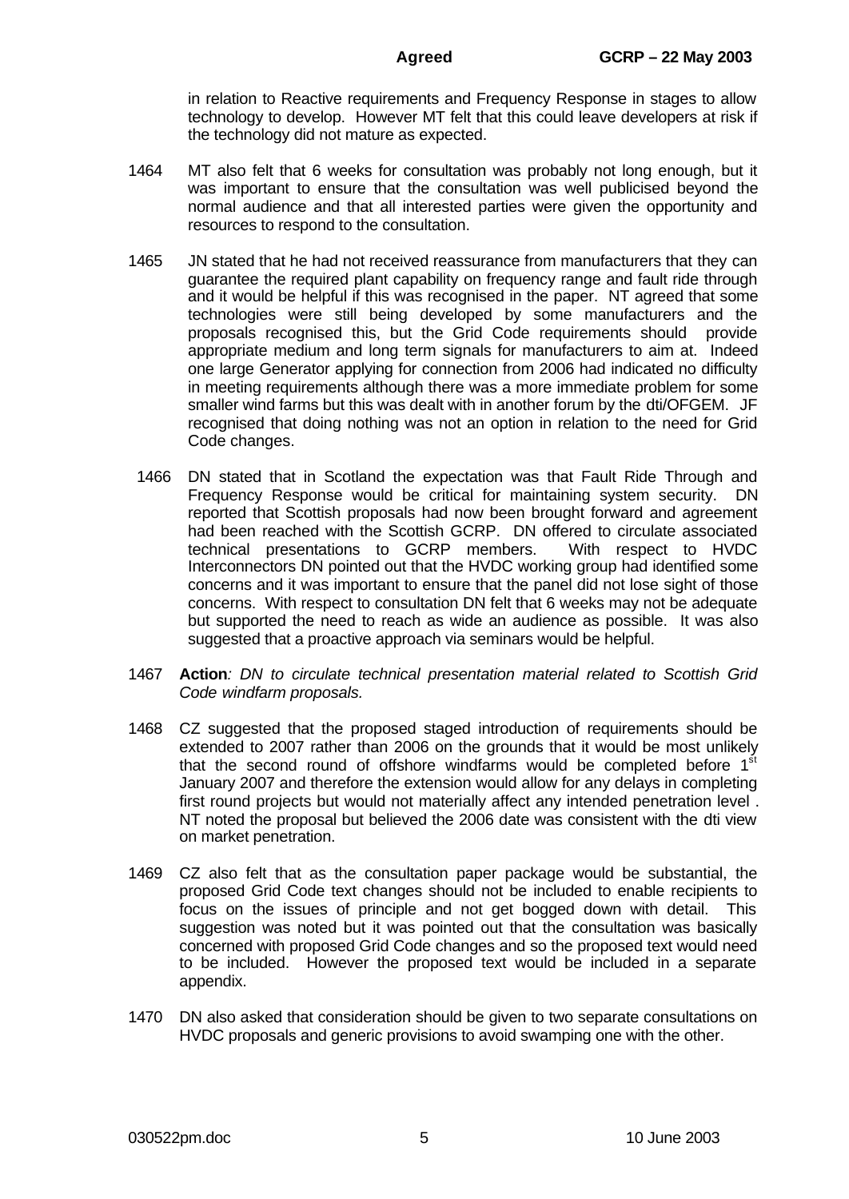in relation to Reactive requirements and Frequency Response in stages to allow technology to develop. However MT felt that this could leave developers at risk if the technology did not mature as expected.

1464 MT also felt that 6 weeks for consultation was probably not long enough, but it was important to ensure that the consultation was well publicised beyond the normal audience and that all interested parties were given the opportunity and resources to respond to the consultation.

1465 JN stated that he had not received reassurance from manufacturers that they can guarantee the required plant capability on frequency range and fault ride through and it would be helpful if this was recognised in the paper. NT agreed that some technologies were still being developed by some manufacturers and the proposals recognised this, but the Grid Code requirements should provide appropriate medium and long term signals for manufacturers to aim at. Indeed one large Generator applying for connection from 2006 had indicated no difficulty in meeting requirements although there was a more immediate problem for some smaller wind farms but this was dealt with in another forum by the dti/OFGEM. JF recognised that doing nothing was not an option in relation to the need for Grid Code changes.

1466 DN stated that in Scotland the expectation was that Fault Ride Through and Frequency Response would be critical for maintaining system security. DN reported that Scottish proposals had now been brought forward and agreement had been reached with the Scottish GCRP. DN offered to circulate associated technical presentations to GCRP members. With respect to HVDC Interconnectors DN pointed out that the HVDC working group had identified some concerns and it was important to ensure that the panel did not lose sight of those concerns. With respect to consultation DN felt that 6 weeks may not be adequate but supported the need to reach as wide an audience as possible. It was also suggested that a proactive approach via seminars would be helpful.

1467 **Action**: *DN to circulate technical presentation material related to Scottish Grid Code windfarm proposals.*

1468 CZ suggested that the proposed staged introduction of requirements should be extended to 2007 rather than 2006 on the grounds that it would be most unlikely that the second round of offshore windfarms would be completed before 1st January 2007 and therefore the extension would allow for any delays in completing first round projects but would not materially affect any intended penetration level . NT noted the proposal but believed the 2006 date was consistent with the dti view on market penetration.

1469 CZ also felt that as the consultation paper package would be substantial, the proposed Grid Code text changes should not be included to enable recipients to focus on the issues of principle and not get bogged down with detail. This suggestion was noted but it was pointed out that the consultation was basically concerned with proposed Grid Code changes and so the proposed text would need to be included. However the proposed text would be included in a separate appendix.

1470 DN also asked that consideration should be given to two separate consultations on HVDC proposals and generic provisions to avoid swamping one with the other.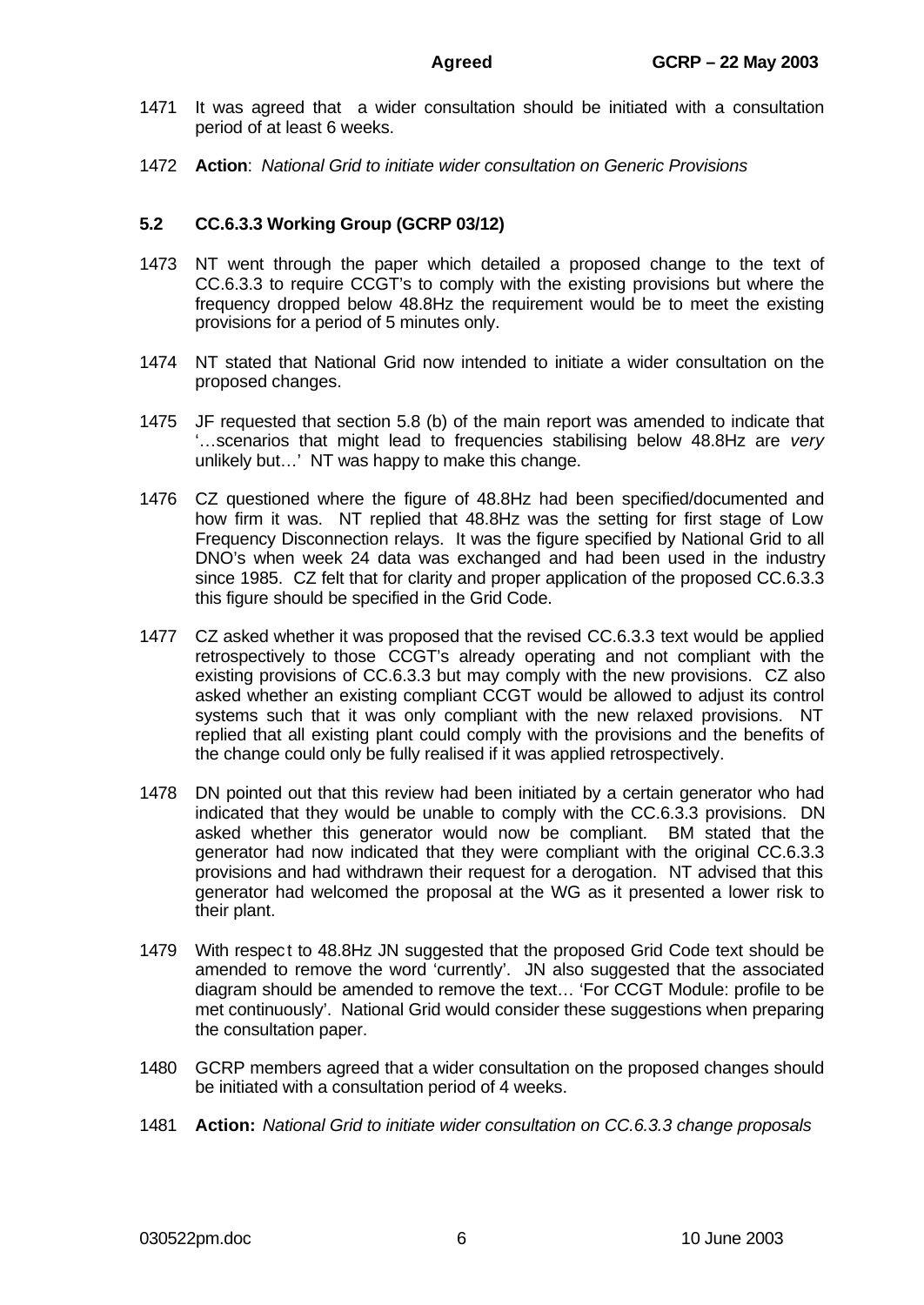1471 It was agreed that a wider consultation should be initiated with a consultation period of at least 6 weeks.

1472 **Action**: *National Grid to initiate wider consultation on Generic Provisions*

### 5.2 CC.6.3.3 Working Group (GCRP 03/12)

1473 NT went through the paper which detailed a proposed change to the text of CC.6.3.3 to require CCGT's to comply with the existing provisions but where the frequency dropped below 48.8Hz the requirement would be to meet the existing provisions for a period of 5 minutes only.

1474 NT stated that National Grid now intended to initiate a wider consultation on the proposed changes.

1475 JF requested that section 5.8 (b) of the main report was amended to indicate that '…scenarios that might lead to frequencies stabilising below 48.8Hz are *very* unlikely but…' NT was happy to make this change.

1476 CZ questioned where the figure of 48.8Hz had been specified/documented and how firm it was. NT replied that 48.8Hz was the setting for first stage of Low Frequency Disconnection relays. It was the figure specified by National Grid to all DNO's when week 24 data was exchanged and had been used in the industry since 1985. CZ felt that for clarity and proper application of the proposed CC.6.3.3 this figure should be specified in the Grid Code.

1477 CZ asked whether it was proposed that the revised CC.6.3.3 text would be applied retrospectively to those CCGT's already operating and not compliant with the existing provisions of CC.6.3.3 but may comply with the new provisions. CZ also asked whether an existing compliant CCGT would be allowed to adjust its control systems such that it was only compliant with the new relaxed provisions. NT replied that all existing plant could comply with the provisions and the benefits of the change could only be fully realised if it was applied retrospectively.

1478 DN pointed out that this review had been initiated by a certain generator who had indicated that they would be unable to comply with the CC.6.3.3 provisions. DN asked whether this generator would now be compliant. BM stated that the generator had now indicated that they were compliant with the original CC.6.3.3 provisions and had withdrawn their request for a derogation. NT advised that this generator had welcomed the proposal at the WG as it presented a lower risk to their plant.

1479 With respect to 48.8Hz JN suggested that the proposed Grid Code text should be amended to remove the word 'currently'. JN also suggested that the associated diagram should be amended to remove the text… 'For CCGT Module: profile to be met continuously'. National Grid would consider these suggestions when preparing the consultation paper.

1480 GCRP members agreed that a wider consultation on the proposed changes should be initiated with a consultation period of 4 weeks.

1481 **Action:** *National Grid to initiate wider consultation on CC.6.3.3 change proposals*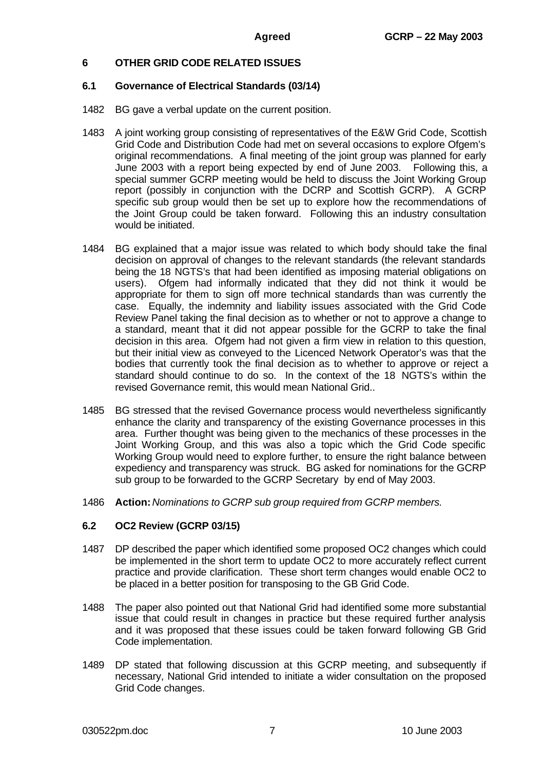## 6 OTHER GRID CODE RELATED ISSUES

### 6.1 Governance of Electrical Standards (03/14)

1482 BG gave a verbal update on the current position.

1483 A joint working group consisting of representatives of the E&W Grid Code, Scottish Grid Code and Distribution Code had met on several occasions to explore Ofgem's original recommendations. A final meeting of the joint group was planned for early June 2003 with a report being expected by end of June 2003. Following this, a special summer GCRP meeting would be held to discuss the Joint Working Group report (possibly in conjunction with the DCRP and Scottish GCRP). A GCRP specific sub group would then be set up to explore how the recommendations of the Joint Group could be taken forward. Following this an industry consultation would be initiated.

1484 BG explained that a major issue was related to which body should take the final decision on approval of changes to the relevant standards (the relevant standards being the 18 NGTS's that had been identified as imposing material obligations on users). Ofgem had informally indicated that they did not think it would be appropriate for them to sign off more technical standards than was currently the case. Equally, the indemnity and liability issues associated with the Grid Code Review Panel taking the final decision as to whether or not to approve a change to a standard, meant that it did not appear possible for the GCRP to take the final decision in this area. Ofgem had not given a firm view in relation to this question, but their initial view as conveyed to the Licenced Network Operator's was that the bodies that currently took the final decision as to whether to approve or reject a standard should continue to do so. In the context of the 18 NGTS's within the revised Governance remit, this would mean National Grid..

1485 BG stressed that the revised Governance process would nevertheless significantly enhance the clarity and transparency of the existing Governance processes in this area. Further thought was being given to the mechanics of these processes in the Joint Working Group, and this was also a topic which the Grid Code specific Working Group would need to explore further, to ensure the right balance between expediency and transparency was struck. BG asked for nominations for the GCRP sub group to be forwarded to the GCRP Secretary by end of May 2003.

1486 **Action:** *Nominations to GCRP sub group required from GCRP members.*

### 6.2 OC2 Review (GCRP 03/15)

1487 DP described the paper which identified some proposed OC2 changes which could be implemented in the short term to update OC2 to more accurately reflect current practice and provide clarification. These short term changes would enable OC2 to be placed in a better position for transposing to the GB Grid Code.

1488 The paper also pointed out that National Grid had identified some more substantial issue that could result in changes in practice but these required further analysis and it was proposed that these issues could be taken forward following GB Grid Code implementation.

1489 DP stated that following discussion at this GCRP meeting, and subsequently if necessary, National Grid intended to initiate a wider consultation on the proposed Grid Code changes.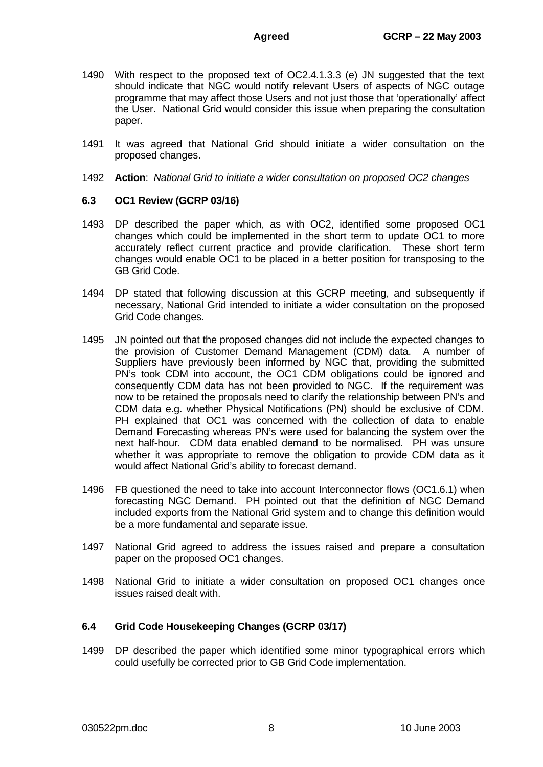1490 With respect to the proposed text of OC2.4.1.3.3 (e) JN suggested that the text should indicate that NGC would notify relevant Users of aspects of NGC outage programme that may affect those Users and not just those that 'operationally' affect the User. National Grid would consider this issue when preparing the consultation paper.

1491 It was agreed that National Grid should initiate a wider consultation on the proposed changes.

1492 **Action**: *National Grid to initiate a wider consultation on proposed OC2 changes*

### 6.3 OC1 Review (GCRP 03/16)

1493 DP described the paper which, as with OC2, identified some proposed OC1 changes which could be implemented in the short term to update OC1 to more accurately reflect current practice and provide clarification. These short term changes would enable OC1 to be placed in a better position for transposing to the GB Grid Code.

1494 DP stated that following discussion at this GCRP meeting, and subsequently if necessary, National Grid intended to initiate a wider consultation on the proposed Grid Code changes.

1495 JN pointed out that the proposed changes did not include the expected changes to the provision of Customer Demand Management (CDM) data. A number of Suppliers have previously been informed by NGC that, providing the submitted PN's took CDM into account, the OC1 CDM obligations could be ignored and consequently CDM data has not been provided to NGC. If the requirement was now to be retained the proposals need to clarify the relationship between PN's and CDM data e.g. whether Physical Notifications (PN) should be exclusive of CDM. PH explained that OC1 was concerned with the collection of data to enable Demand Forecasting whereas PN's were used for balancing the system over the next half-hour. CDM data enabled demand to be normalised. PH was unsure whether it was appropriate to remove the obligation to provide CDM data as it would affect National Grid's ability to forecast demand.

1496 FB questioned the need to take into account Interconnector flows (OC1.6.1) when forecasting NGC Demand. PH pointed out that the definition of NGC Demand included exports from the National Grid system and to change this definition would be a more fundamental and separate issue.

1497 National Grid agreed to address the issues raised and prepare a consultation paper on the proposed OC1 changes.

1498 National Grid to initiate a wider consultation on proposed OC1 changes once issues raised dealt with.

### 6.4 Grid Code Housekeeping Changes (GCRP 03/17)

1499 DP described the paper which identified some minor typographical errors which could usefully be corrected prior to GB Grid Code implementation.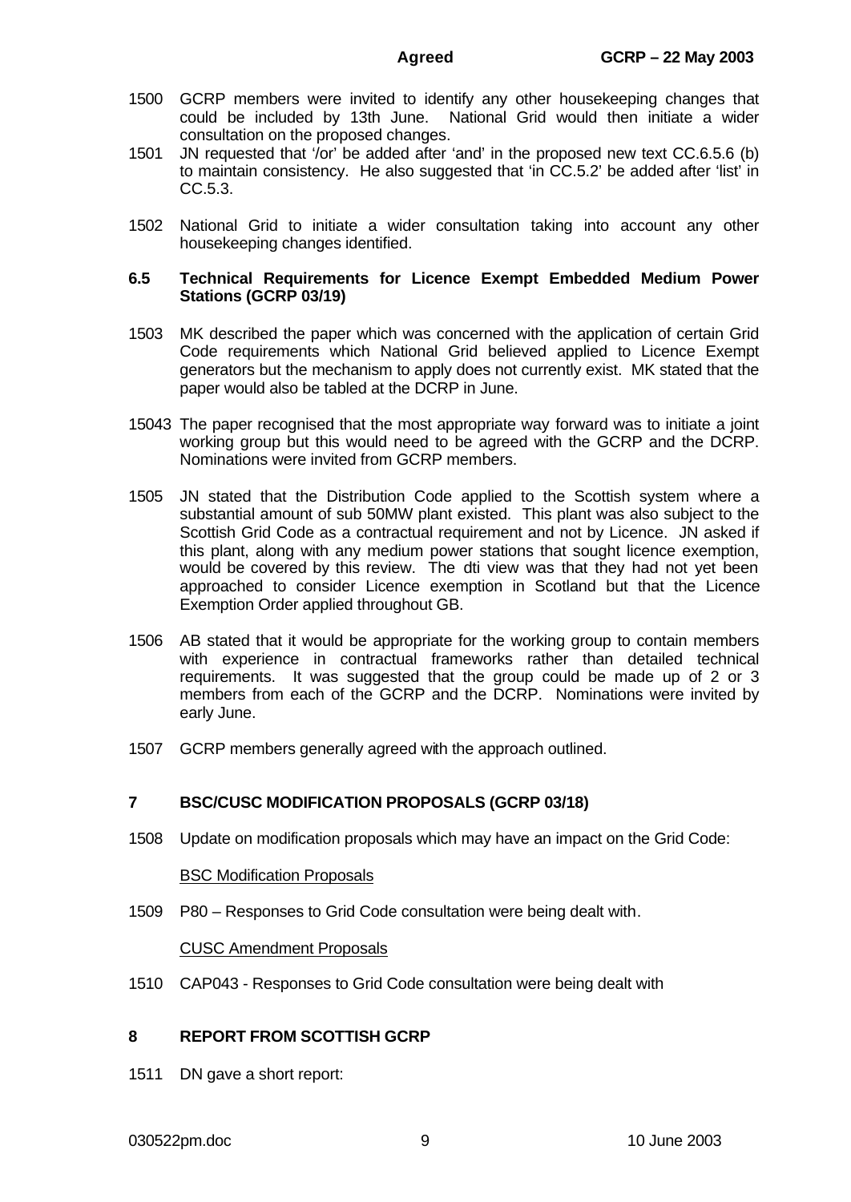1500 GCRP members were invited to identify any other housekeeping changes that could be included by 13th June. National Grid would then initiate a wider consultation on the proposed changes.

1501 JN requested that '/or' be added after 'and' in the proposed new text CC.6.5.6 (b) to maintain consistency. He also suggested that 'in CC.5.2' be added after 'list' in CC.5.3.

1502 National Grid to initiate a wider consultation taking into account any other housekeeping changes identified.

### 6.5 Technical Requirements for Licence Exempt Embedded Medium Power Stations (GCRP 03/19)

1503 MK described the paper which was concerned with the application of certain Grid Code requirements which National Grid believed applied to Licence Exempt generators but the mechanism to apply does not currently exist. MK stated that the paper would also be tabled at the DCRP in June.

15043 The paper recognised that the most appropriate way forward was to initiate a joint working group but this would need to be agreed with the GCRP and the DCRP. Nominations were invited from GCRP members.

1505 JN stated that the Distribution Code applied to the Scottish system where a substantial amount of sub 50MW plant existed. This plant was also subject to the Scottish Grid Code as a contractual requirement and not by Licence. JN asked if this plant, along with any medium power stations that sought licence exemption, would be covered by this review. The dti view was that they had not yet been approached to consider Licence exemption in Scotland but that the Licence Exemption Order applied throughout GB.

1506 AB stated that it would be appropriate for the working group to contain members with experience in contractual frameworks rather than detailed technical requirements. It was suggested that the group could be made up of 2 or 3 members from each of the GCRP and the DCRP. Nominations were invited by early June.

1507 GCRP members generally agreed with the approach outlined.

## 7 BSC/CUSC MODIFICATION PROPOSALS (GCRP 03/18)

1508 Update on modification proposals which may have an impact on the Grid Code:

BSC Modification Proposals

1509 P80 – Responses to Grid Code consultation were being dealt with.

CUSC Amendment Proposals

1510 CAP043 - Responses to Grid Code consultation were being dealt with

## 8 REPORT FROM SCOTTISH GCRP

1511 DN gave a short report: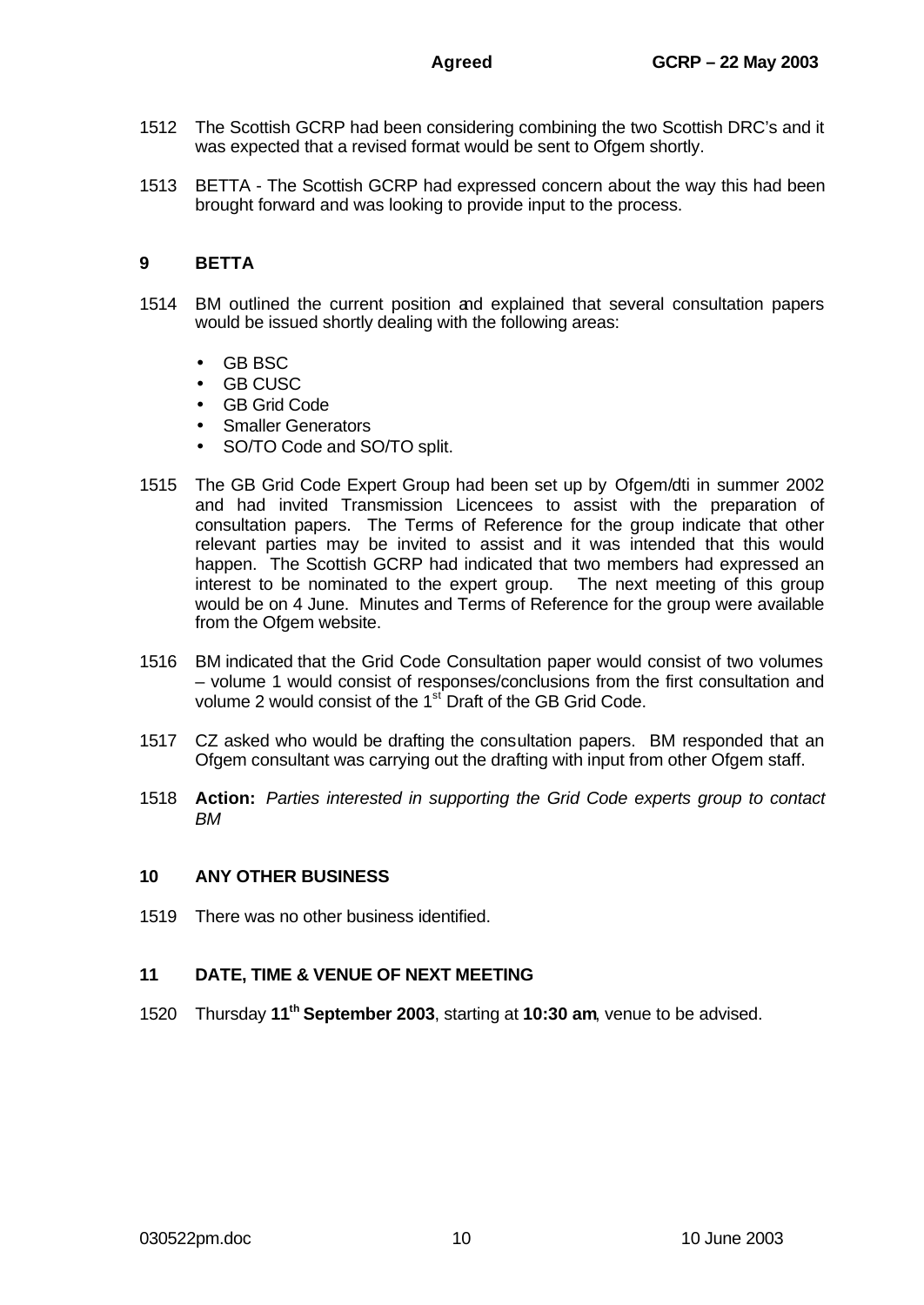1512 The Scottish GCRP had been considering combining the two Scottish DRC's and it was expected that a revised format would be sent to Ofgem shortly.

1513 BETTA - The Scottish GCRP had expressed concern about the way this had been brought forward and was looking to provide input to the process.

## 9 BETTA

1514 BM outlined the current position and explained that several consultation papers would be issued shortly dealing with the following areas:

- GB BSC
- GB CUSC
- GB Grid Code
- Smaller Generators
- SO/TO Code and SO/TO split.

1515 The GB Grid Code Expert Group had been set up by Ofgem/dti in summer 2002 and had invited Transmission Licencees to assist with the preparation of consultation papers. The Terms of Reference for the group indicate that other relevant parties may be invited to assist and it was intended that this would happen. The Scottish GCRP had indicated that two members had expressed an interest to be nominated to the expert group. The next meeting of this group would be on 4 June. Minutes and Terms of Reference for the group were available from the Ofgem website.

1516 BM indicated that the Grid Code Consultation paper would consist of two volumes – volume 1 would consist of responses/conclusions from the first consultation and volume 2 would consist of the 1st Draft of the GB Grid Code.

1517 CZ asked who would be drafting the consultation papers. BM responded that an Ofgem consultant was carrying out the drafting with input from other Ofgem staff.

1518 **Action:** *Parties interested in supporting the Grid Code experts group to contact BM*

## 10 ANY OTHER BUSINESS

1519 There was no other business identified.

## 11 DATE, TIME & VENUE OF NEXT MEETING

1520 Thursday **11th September 2003**, starting at **10:30 am**, venue to be advised.